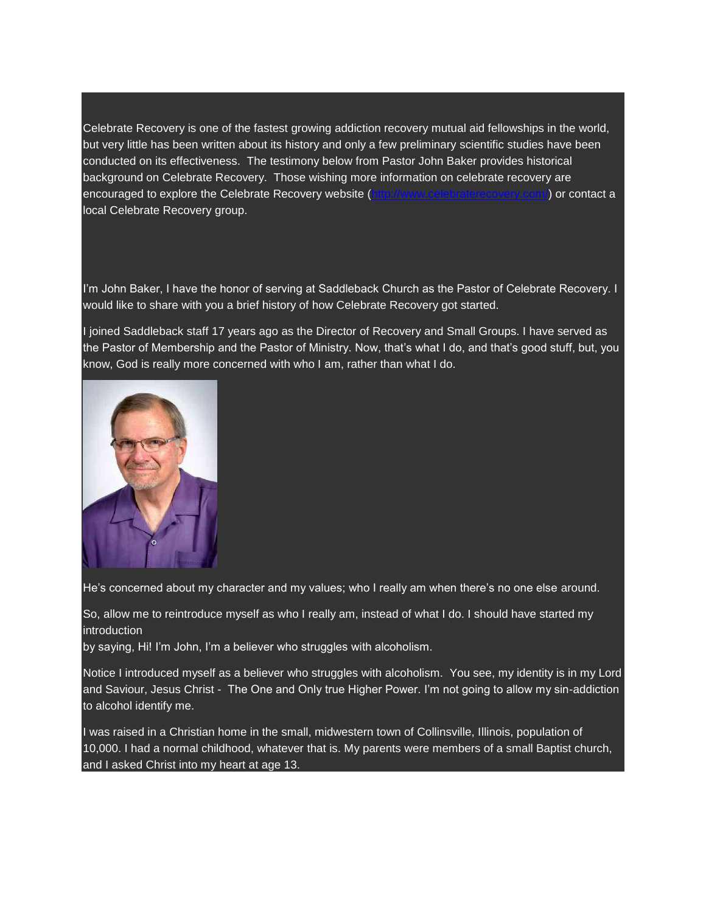Celebrate Recovery is one of the fastest growing addiction recovery mutual aid fellowships in the world, but very little has been written about its history and only a few preliminary scientific studies have been conducted on its effectiveness. The testimony below from Pastor John Baker provides historical background on Celebrate Recovery. Those wishing more information on celebrate recovery are encouraged to explore the Celebrate Recovery website (http://www.celebraterecovery.com/) or contact a local Celebrate Recovery group.

I'm John Baker, I have the honor of serving at Saddleback Church as the Pastor of Celebrate Recovery. I would like to share with you a brief history of how Celebrate Recovery got started.

I joined Saddleback staff 17 years ago as the Director of Recovery and Small Groups. I have served as the Pastor of Membership and the Pastor of Ministry. Now, that's what I do, and that's good stuff, but, you know, God is really more concerned with who I am, rather than what I do.

He's concerned about my character and my values; who I really am when there's no one else around.

So, allow me to reintroduce myself as who I really am, instead of what I do. I should have started my introduction by saying, Hi! I'm John, I'm a believer who struggles with alcoholism.

Notice I introduced myself as a believer who struggles with alcoholism. You see, my identity is in my Lord and Saviour, Jesus Christ - The One and Only true Higher Power. I'm not going to allow my sin-addiction to alcohol identify me.

I was raised in a Christian home in the small, midwestern town of Collinsville, Illinois, population of 10,000. I had a normal childhood, whatever that is. My parents were members of a small Baptist church, and I asked Christ into my heart at age 13.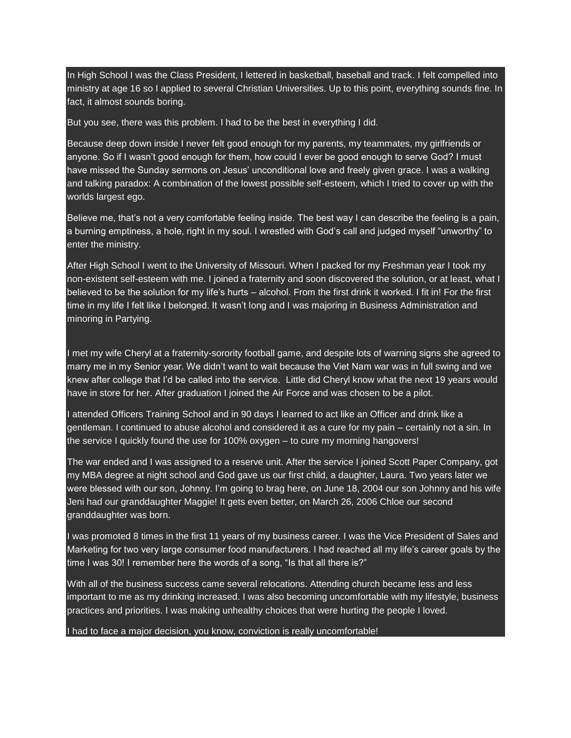In High School I was the Class President, I lettered in basketball, baseball and track. I felt compelled into ministry at age 16 so I applied to several Christian Universities. Up to this point, everything sounds fine. In fact, it almost sounds boring.

But you see, there was this problem. I had to be the best in everything I did.

Because deep down inside I never felt good enough for my parents, my teammates, my girlfriends or anyone. So if I wasn't good enough for them, how could I ever be good enough to serve God? I must have missed the Sunday sermons on Jesus' unconditional love and freely given grace. I was a walking and talking paradox: A combination of the lowest possible self-esteem, which I tried to cover up with the worlds largest ego.

Believe me, that's not a very comfortable feeling inside. The best way I can describe the feeling is a pain, a burning emptiness, a hole, right in my soul. I wrestled with God's call and judged myself "unworthy" to enter the ministry.

After High School I went to the University of Missouri. When I packed for my Freshman year I took my non-existent self-esteem with me. I joined a fraternity and soon discovered the solution, or at least, what I believed to be the solution for my life's hurts – alcohol. From the first drink it worked. I fit in! For the first time in my life I felt like I belonged. It wasn't long and I was majoring in Business Administration and minoring in Partying.

I met my wife Cheryl at a fraternity-sorority football game, and despite lots of warning signs she agreed to marry me in my Senior year. We didn't want to wait because the Viet Nam war was in full swing and we knew after college that I'd be called into the service. Little did Cheryl know what the next 19 years would have in store for her. After graduation I joined the Air Force and was chosen to be a pilot.

I attended Officers Training School and in 90 days I learned to act like an Officer and drink like a gentleman. I continued to abuse alcohol and considered it as a cure for my pain – certainly not a sin. In the service I quickly found the use for 100% oxygen – to cure my morning hangovers!

The war ended and I was assigned to a reserve unit. After the service I joined Scott Paper Company, got my MBA degree at night school and God gave us our first child, a daughter, Laura. Two years later we were blessed with our son, Johnny. I'm going to brag here, on June 18, 2004 our son Johnny and his wife Jeni had our granddaughter Maggie! It gets even better, on March 26, 2006 Chloe our second granddaughter was born.

I was promoted 8 times in the first 11 years of my business career. I was the Vice President of Sales and Marketing for two very large consumer food manufacturers. I had reached all my life's career goals by the time I was 30! I remember here the words of a song, "Is that all there is?"

With all of the business success came several relocations. Attending church became less and less important to me as my drinking increased. I was also becoming uncomfortable with my lifestyle, business practices and priorities. I was making unhealthy choices that were hurting the people I loved.

I had to face a major decision, you know, conviction is really uncomfortable!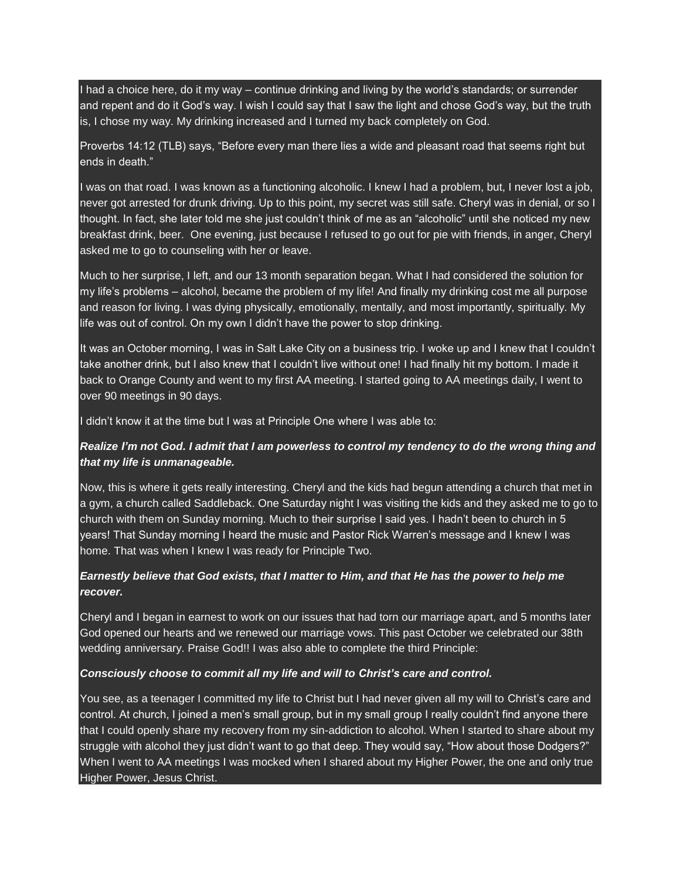I had a choice here, do it my way – continue drinking and living by the world's standards; or surrender and repent and do it God's way. I wish I could say that I saw the light and chose God's way, but the truth is, I chose my way. My drinking increased and I turned my back completely on God.

Proverbs 14:12 (TLB) says, "Before every man there lies a wide and pleasant road that seems right but ends in death."

I was on that road. I was known as a functioning alcoholic. I knew I had a problem, but, I never lost a job, never got arrested for drunk driving. Up to this point, my secret was still safe. Cheryl was in denial, or so I thought. In fact, she later told me she just couldn't think of me as an "alcoholic" until she noticed my new breakfast drink, beer. One evening, just because I refused to go out for pie with friends, in anger, Cheryl asked me to go to counseling with her or leave.

Much to her surprise, I left, and our 13 month separation began. What I had considered the solution for my life's problems – alcohol, became the problem of my life! And finally my drinking cost me all purpose and reason for living. I was dying physically, emotionally, mentally, and most importantly, spiritually. My life was out of control. On my own I didn't have the power to stop drinking.

It was an October morning, I was in Salt Lake City on a business trip. I woke up and I knew that I couldn't take another drink, but I also knew that I couldn't live without one! I had finally hit my bottom. I made it back to Orange County and went to my first AA meeting. I started going to AA meetings daily, I went to over 90 meetings in 90 days.

I didn't know it at the time but I was at Principle One where I was able to:

***Realize I'm not God. I admit that I am powerless to control my tendency to do the wrong thing and that my life is unmanageable.***

Now, this is where it gets really interesting. Cheryl and the kids had begun attending a church that met in a gym, a church called Saddleback. One Saturday night I was visiting the kids and they asked me to go to church with them on Sunday morning. Much to their surprise I said yes. I hadn't been to church in 5 years! That Sunday morning I heard the music and Pastor Rick Warren's message and I knew I was home. That was when I knew I was ready for Principle Two.

***Earnestly believe that God exists, that I matter to Him, and that He has the power to help me recover.***

Cheryl and I began in earnest to work on our issues that had torn our marriage apart, and 5 months later God opened our hearts and we renewed our marriage vows. This past October we celebrated our 38th wedding anniversary. Praise God!! I was also able to complete the third Principle:

***Consciously choose to commit all my life and will to Christ's care and control.***

You see, as a teenager I committed my life to Christ but I had never given all my will to Christ's care and control. At church, I joined a men's small group, but in my small group I really couldn't find anyone there that I could openly share my recovery from my sin-addiction to alcohol. When I started to share about my struggle with alcohol they just didn't want to go that deep. They would say, "How about those Dodgers?" When I went to AA meetings I was mocked when I shared about my Higher Power, the one and only true Higher Power, Jesus Christ.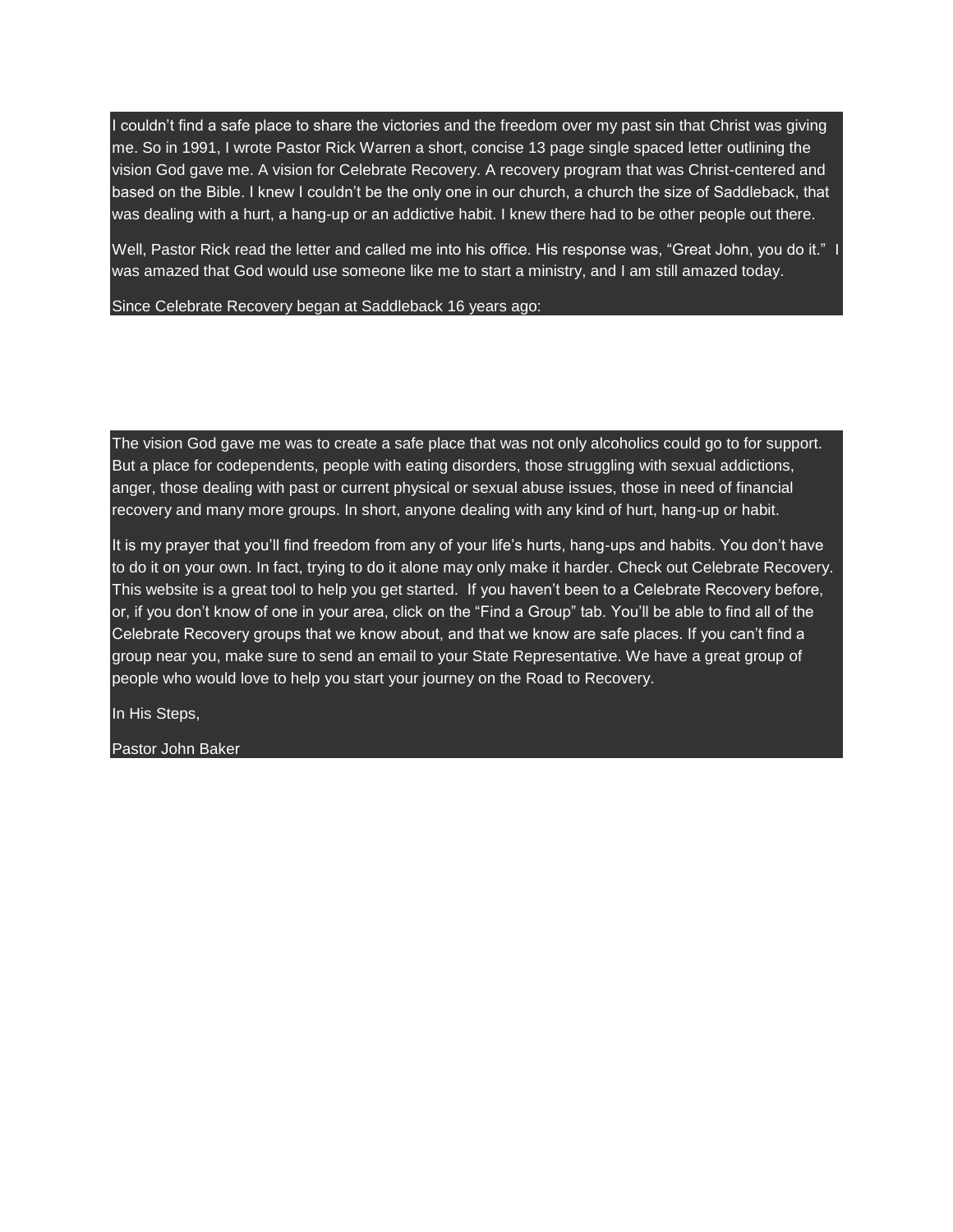I couldn't find a safe place to share the victories and the freedom over my past sin that Christ was giving me. So in 1991, I wrote Pastor Rick Warren a short, concise 13 page single spaced letter outlining the vision God gave me. A vision for Celebrate Recovery. A recovery program that was Christ-centered and based on the Bible. I knew I couldn't be the only one in our church, a church the size of Saddleback, that was dealing with a hurt, a hang-up or an addictive habit. I knew there had to be other people out there.

Well, Pastor Rick read the letter and called me into his office. His response was, "Great John, you do it." I was amazed that God would use someone like me to start a ministry, and I am still amazed today.

Since Celebrate Recovery began at Saddleback 16 years ago:

The vision God gave me was to create a safe place that was not only alcoholics could go to for support. But a place for codependents, people with eating disorders, those struggling with sexual addictions, anger, those dealing with past or current physical or sexual abuse issues, those in need of financial recovery and many more groups. In short, anyone dealing with any kind of hurt, hang-up or habit.

It is my prayer that you'll find freedom from any of your life's hurts, hang-ups and habits. You don't have to do it on your own. In fact, trying to do it alone may only make it harder. Check out Celebrate Recovery. This website is a great tool to help you get started. If you haven't been to a Celebrate Recovery before, or, if you don't know of one in your area, click on the "Find a Group" tab. You'll be able to find all of the Celebrate Recovery groups that we know about, and that we know are safe places. If you can't find a group near you, make sure to send an email to your State Representative. We have a great group of people who would love to help you start your journey on the Road to Recovery.

In His Steps,

Pastor John Baker